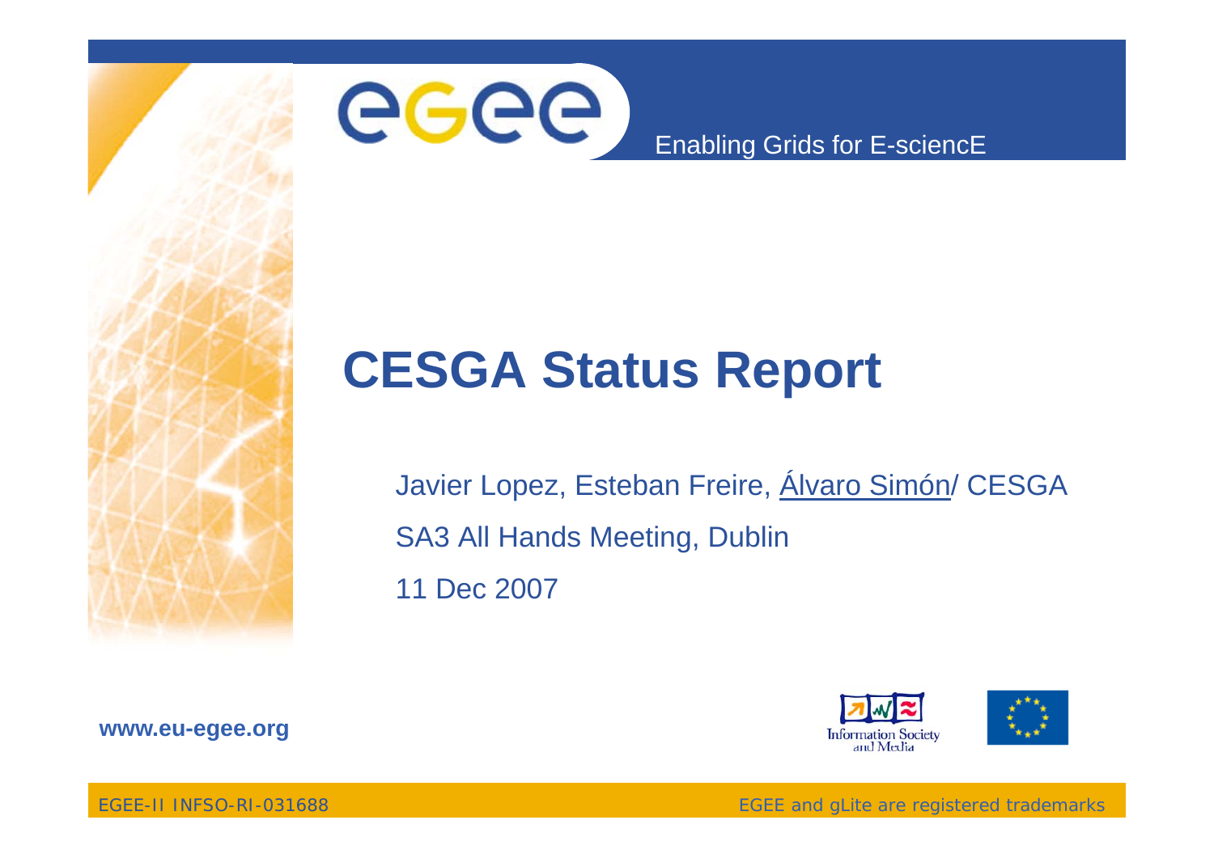Enabling Grids for E-sciencE

# CESGA Status Report

Javier Lopez, Esteban Freire, Álvaro Simón/ CESGA

SA3 All Hands Meeting, Dublin

11 Dec 2007

www.eu-egee.org

EGEE-II INFSO-RI-031688

EGEE and gLite are registered trademarks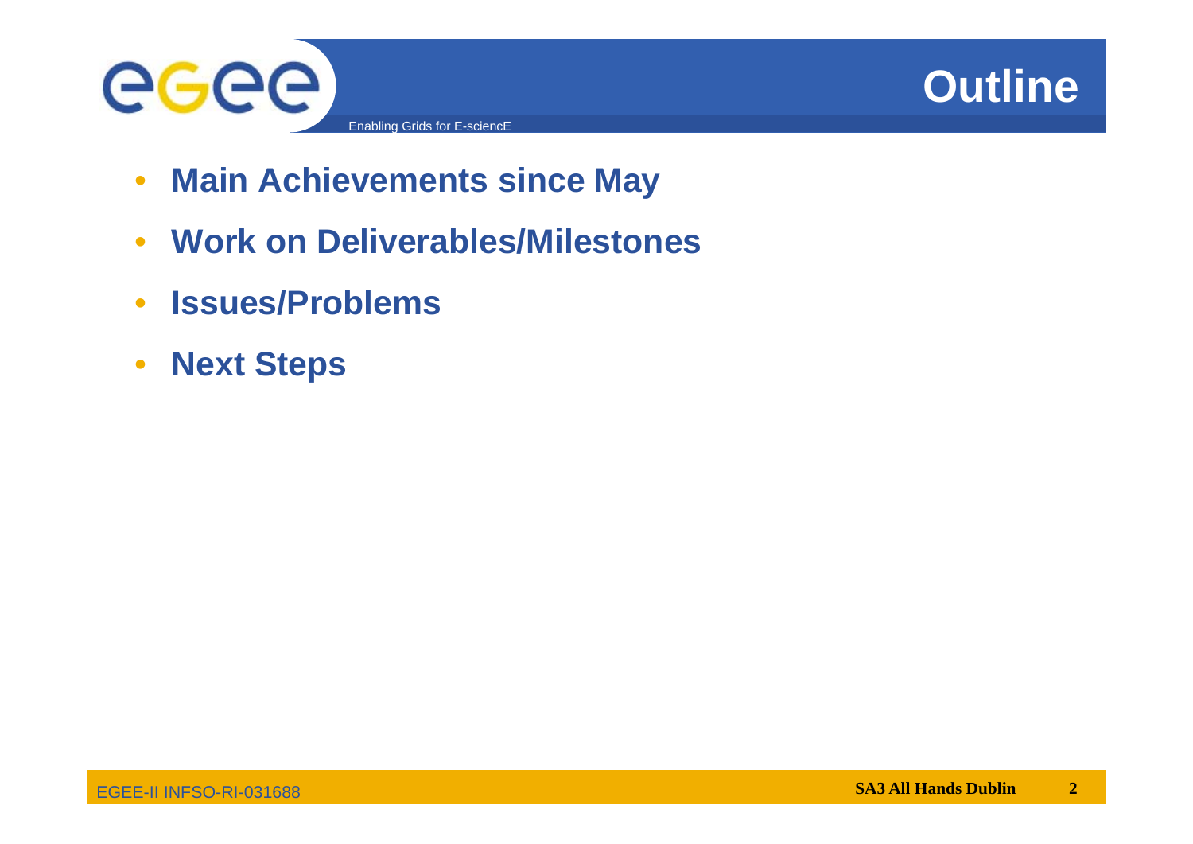# Outline

- **Main Achievements since May**
- **Work on Deliverables/Milestones**
- **Issues/Problems**
- **Next Steps**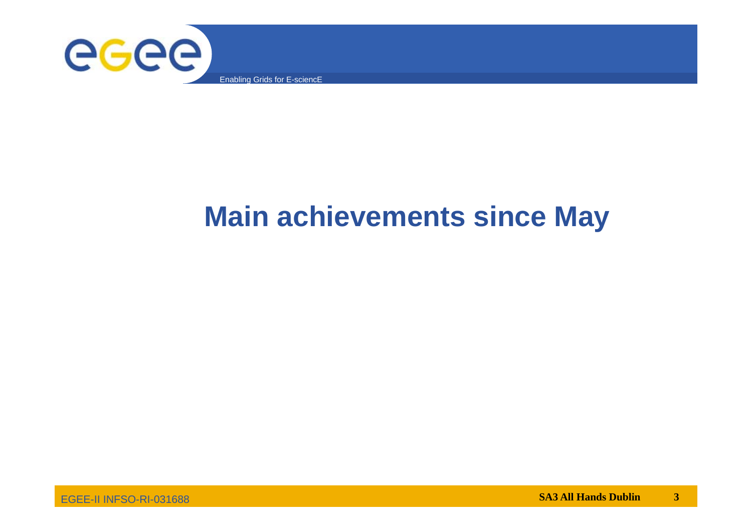# Main achievements since May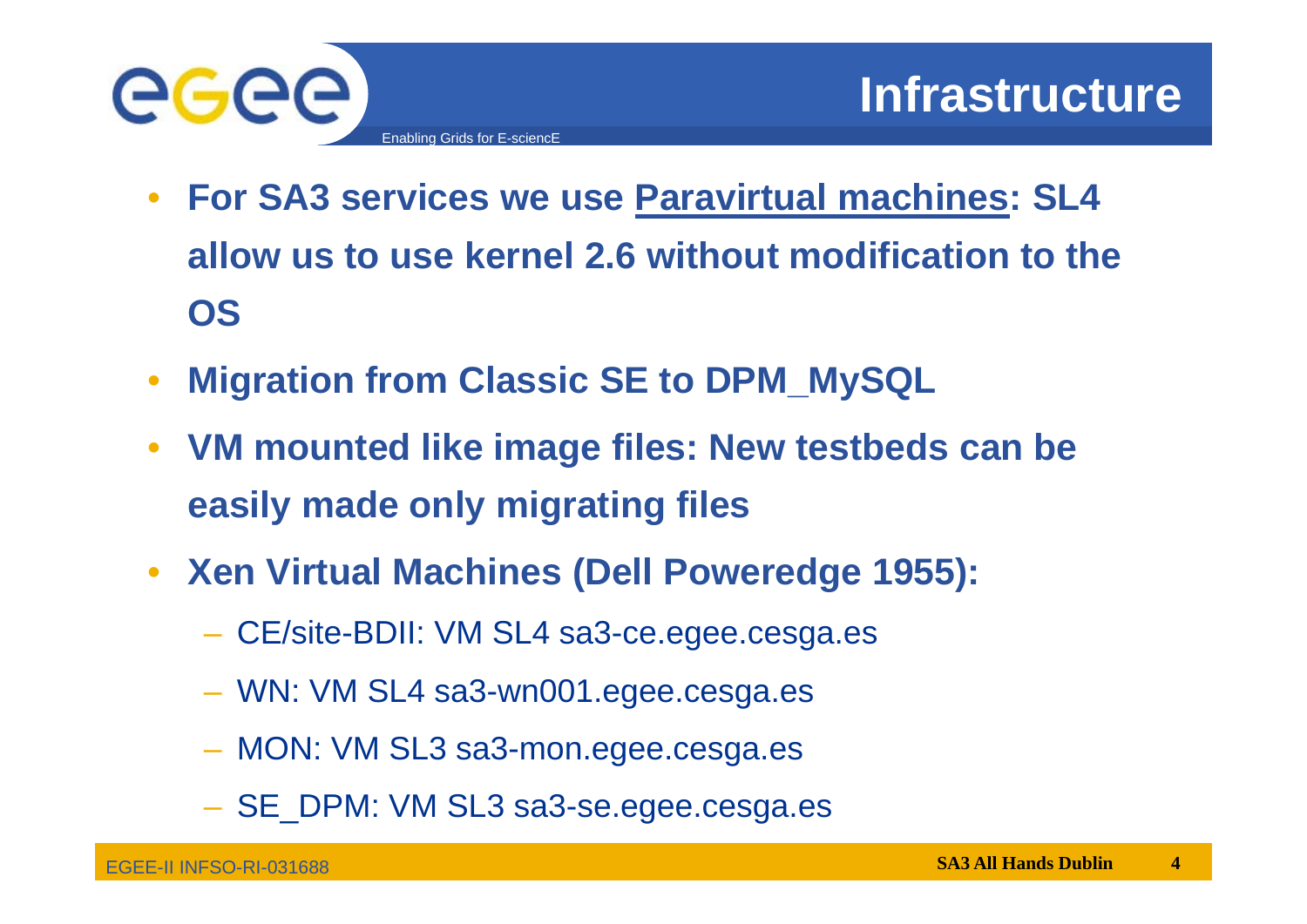# Infrastructure

- **For SA3 services we use Paravirtual machines: SL4 allow us to use kernel 2.6 without modification to the OS**
- **Migration from Classic SE to DPM_MySQL**
- **VM mounted like image files: New testbeds can be easily made only migrating files**
- **Xen Virtual Machines (Dell Poweredge 1955):**
  - CE/site-BDII: VM SL4 sa3-ce.egee.cesga.es
  - WN: VM SL4 sa3-wn001.egee.cesga.es
  - MON: VM SL3 sa3-mon.egee.cesga.es
  - SE_DPM: VM SL3 sa3-se.egee.cesga.es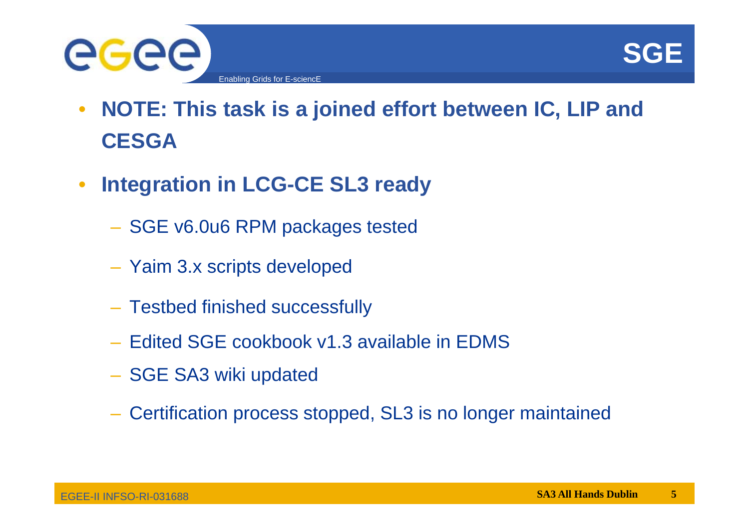# SGE

- **NOTE: This task is a joined effort between IC, LIP and CESGA**
- **Integration in LCG-CE SL3 ready**
  - SGE v6.0u6 RPM packages tested
  - Yaim 3.x scripts developed
  - Testbed finished successfully
  - Edited SGE cookbook v1.3 available in EDMS
  - SGE SA3 wiki updated
  - Certification process stopped, SL3 is no longer maintained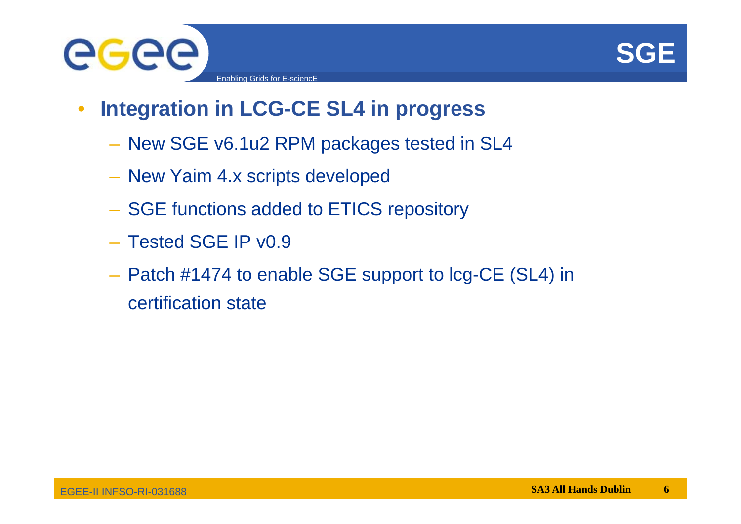# SGE

- **Integration in LCG-CE SL4 in progress**
  - New SGE v6.1u2 RPM packages tested in SL4
  - New Yaim 4.x scripts developed
  - SGE functions added to ETICS repository
  - Tested SGE IP v0.9
  - Patch #1474 to enable SGE support to lcg-CE (SL4) in certification state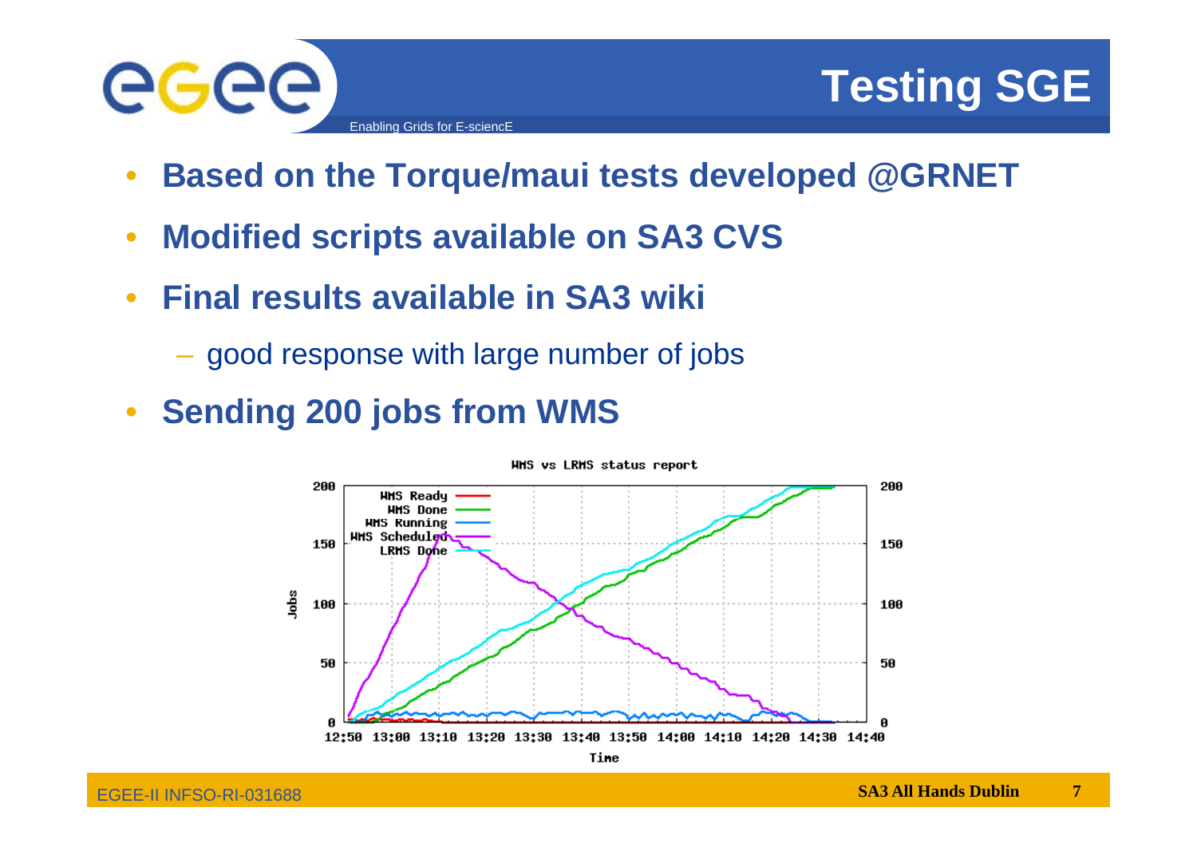# Testing SGE

- **Based on the Torque/maui tests developed @GRNET**
- **Modified scripts available on SA3 CVS**
- **Final results available in SA3 wiki**
  - good response with large number of jobs
- **Sending 200 jobs from WMS**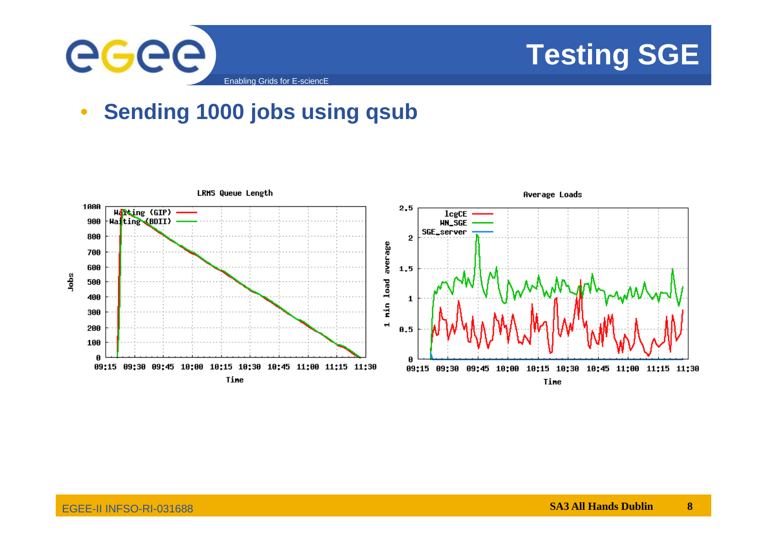# Testing SGE

- **Sending 1000 jobs using qsub**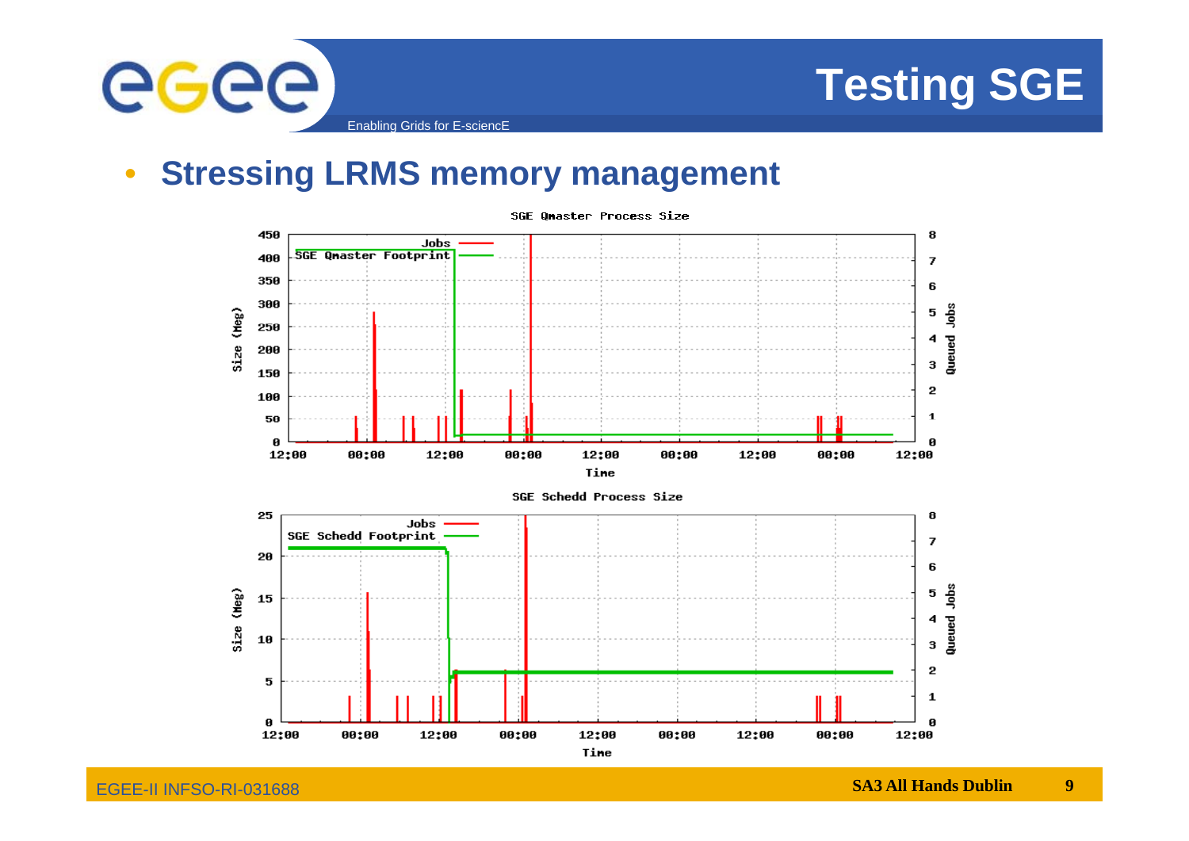# Testing SGE

- **Stressing LRMS memory management**

SGE Qmaster Process Size

SGE Schedd Process Size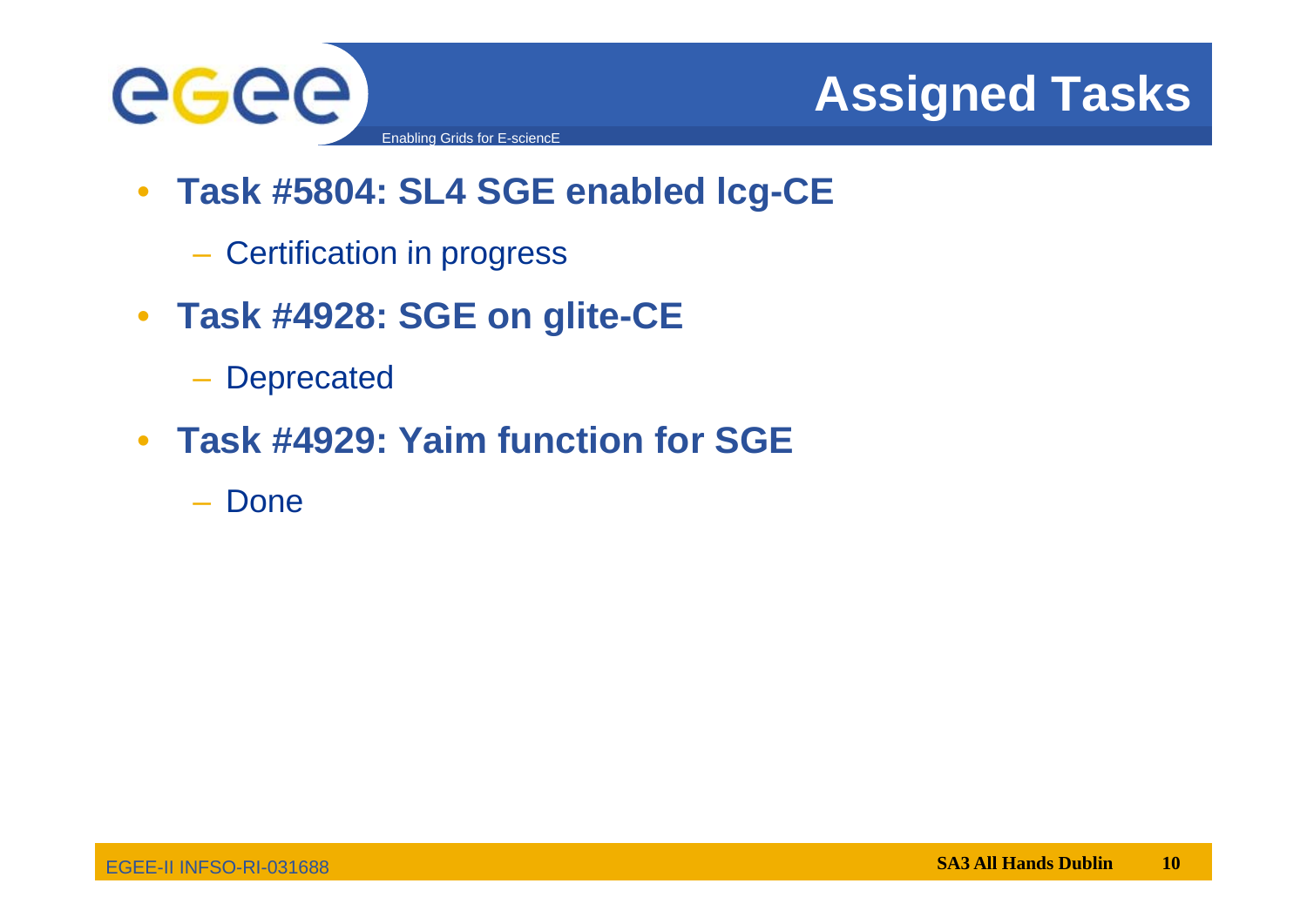# Assigned Tasks

- **Task #5804: SL4 SGE enabled lcg-CE**
  - Certification in progress
- **Task #4928: SGE on glite-CE**
  - Deprecated
- **Task #4929: Yaim function for SGE**
  - Done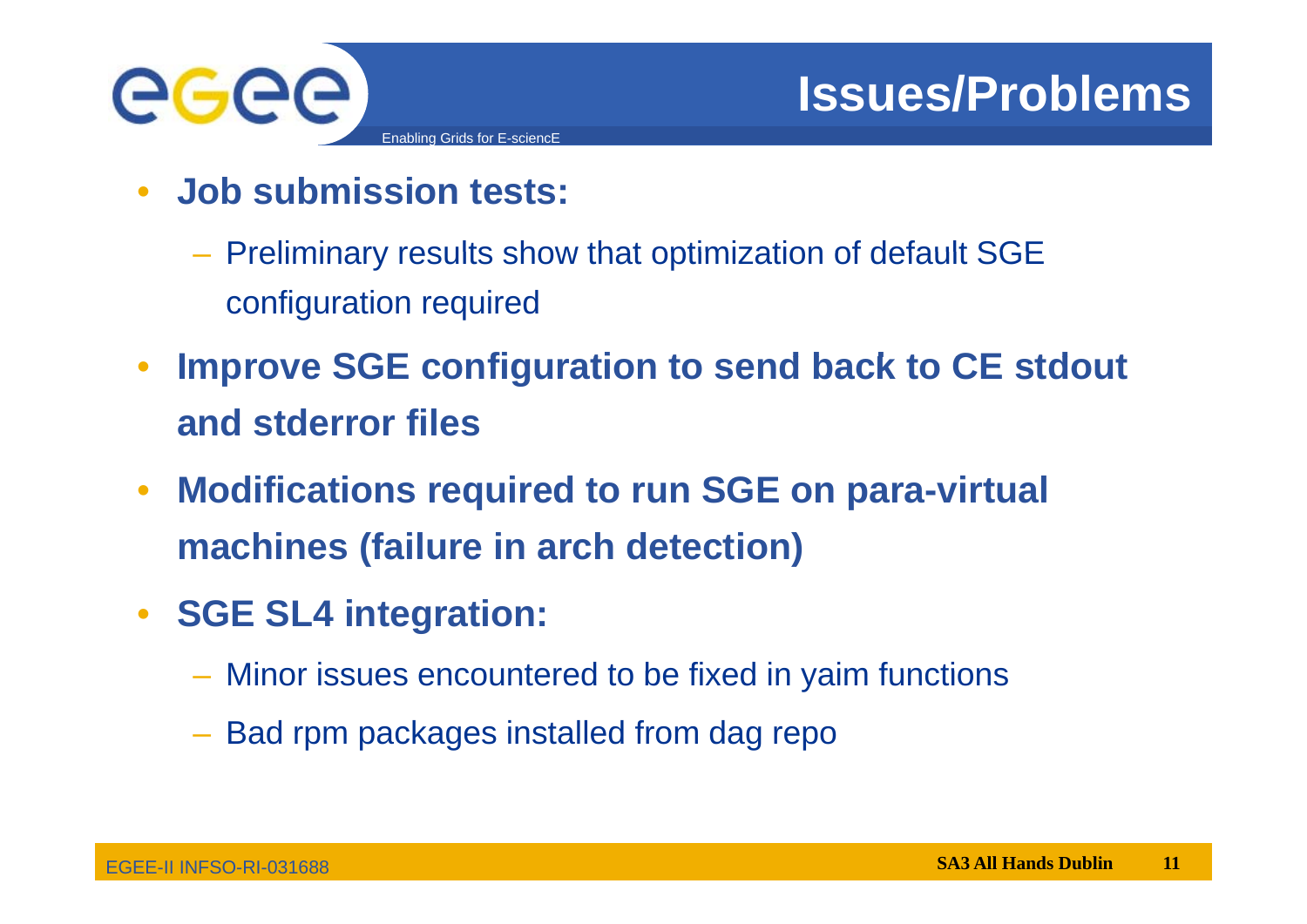# Issues/Problems

- **Job submission tests:**
  - Preliminary results show that optimization of default SGE configuration required
- **Improve SGE configuration to send back to CE stdout and stderror files**
- **Modifications required to run SGE on para-virtual machines (failure in arch detection)**
- **SGE SL4 integration:**
  - Minor issues encountered to be fixed in yaim functions
  - Bad rpm packages installed from dag repo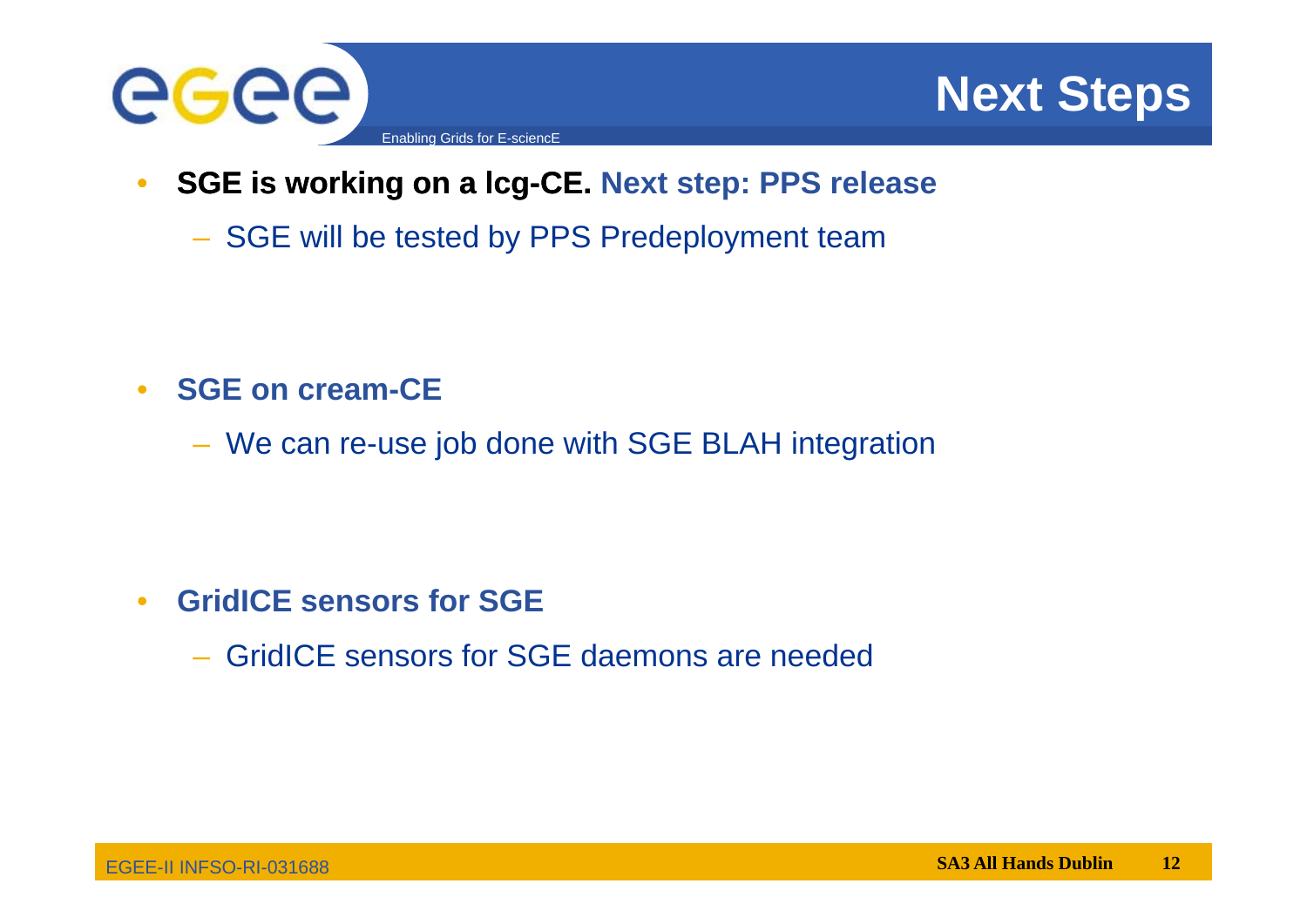# Next Steps

- **SGE is working on a lcg-CE. Next step: PPS release**
  - SGE will be tested by PPS Predeployment team

- **SGE on cream-CE**
  - We can re-use job done with SGE BLAH integration

- **GridICE sensors for SGE**
  - GridICE sensors for SGE daemons are needed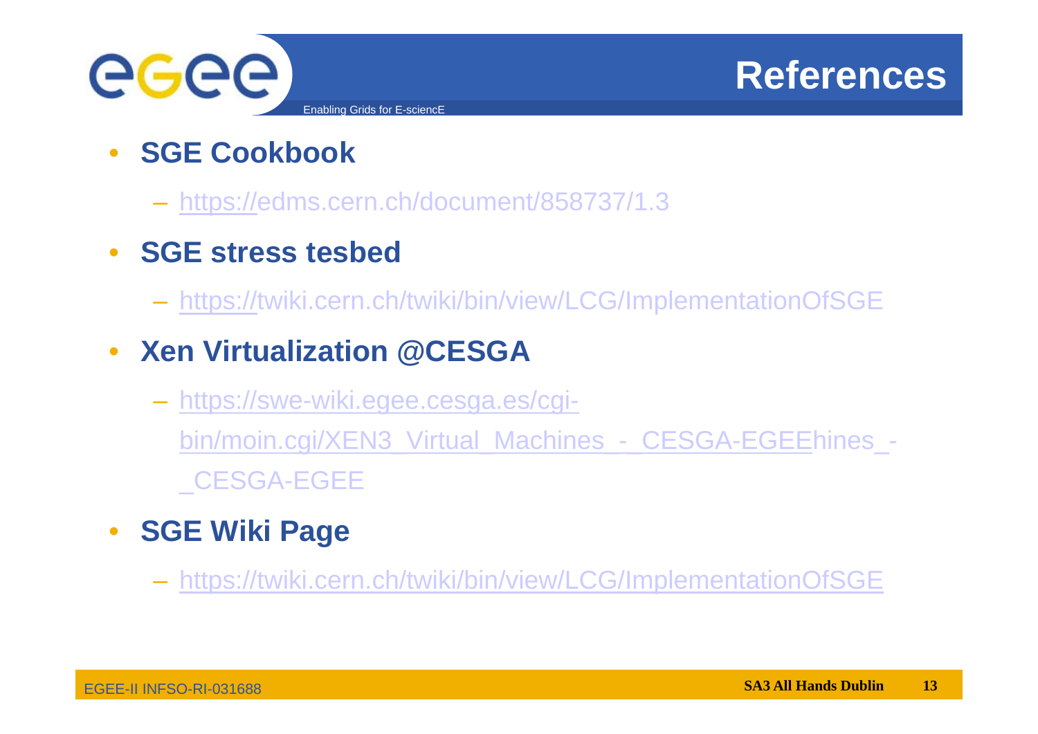# References

- **SGE Cookbook**
  - https://edms.cern.ch/document/858737/1.3
- **SGE stress tesbed**
  - https://twiki.cern.ch/twiki/bin/view/LCG/ImplementationOfSGE
- **Xen Virtualization @CESGA**
  - https://swe-wiki.egee.cesga.es/cgi-bin/moin.cgi/XEN3_Virtual_Machines_-_CESGA-EGEEhines_-_CESGA-EGEE
- **SGE Wiki Page**
  - https://twiki.cern.ch/twiki/bin/view/LCG/ImplementationOfSGE